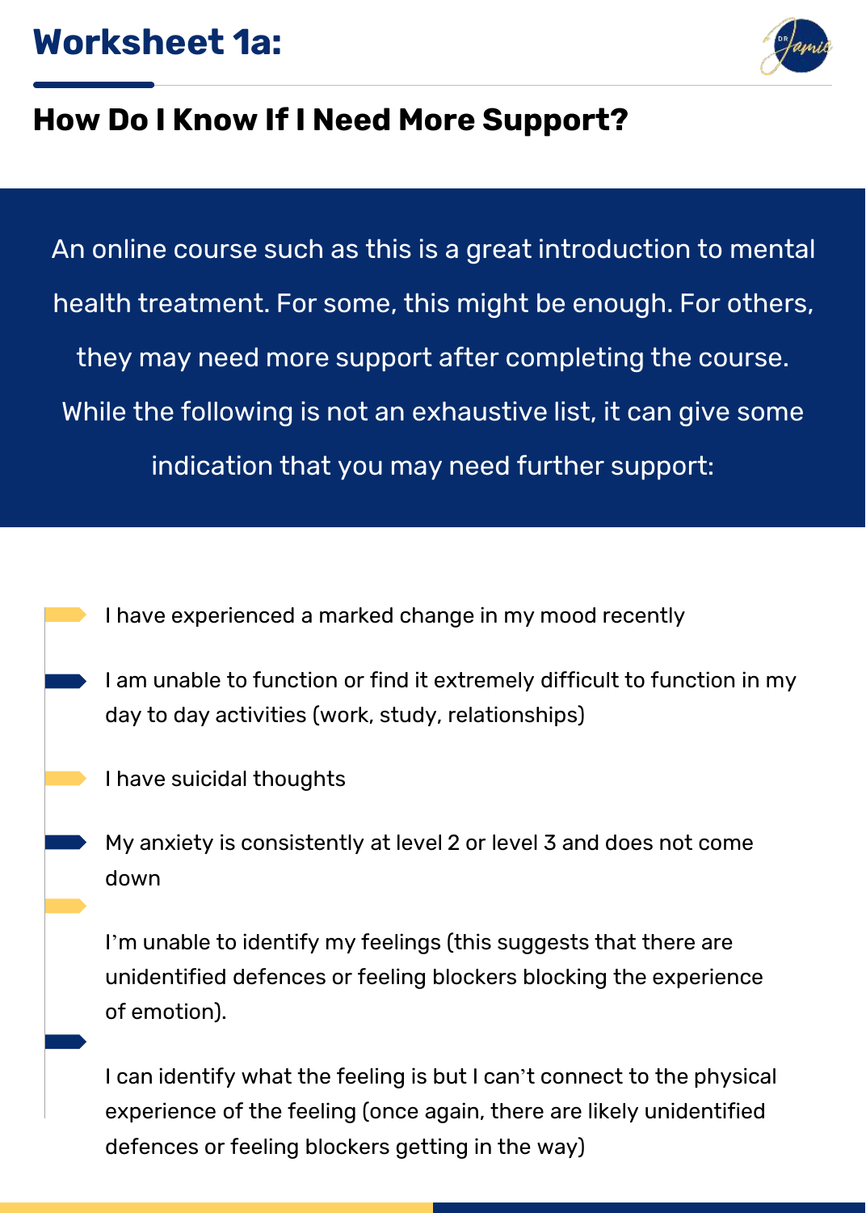# Worksheet 1a:

## How Do I Know If I Need More Support?

An online course such as this is a great introduction to mental health treatment. For some, this might be enough. For others, they may need more support after completing the course. While the following is not an exhaustive list, it can give some indication that you may need further support:

- I have experienced a marked change in my mood recently
- I am unable to function or find it extremely difficult to function in my day to day activities (work, study, relationships)
- I have suicidal thoughts
- My anxiety is consistently at level 2 or level 3 and does not come down
- I'm unable to identify my feelings (this suggests that there are unidentified defences or feeling blockers blocking the experience of emotion).
- I can identify what the feeling is but I can't connect to the physical experience of the feeling (once again, there are likely unidentified defences or feeling blockers getting in the way)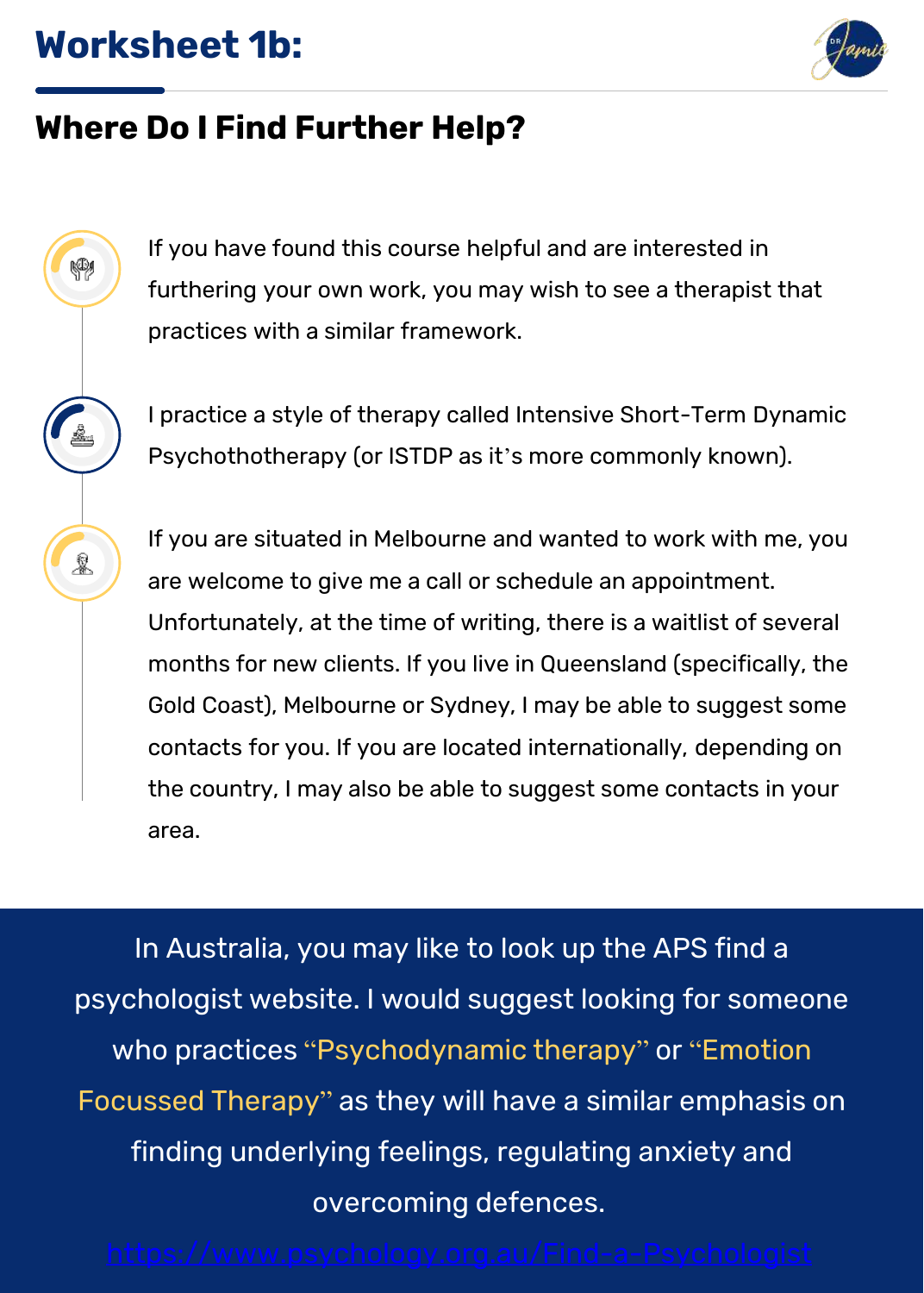# Worksheet 1b:

## Where Do I Find Further Help?

If you have found this course helpful and are interested in furthering your own work, you may wish to see a therapist that practices with a similar framework.

I practice a style of therapy called Intensive Short-Term Dynamic Psychothotherapy (or ISTDP as it's more commonly known).

If you are situated in Melbourne and wanted to work with me, you are welcome to give me a call or schedule an appointment. Unfortunately, at the time of writing, there is a waitlist of several months for new clients. If you live in Queensland (specifically, the Gold Coast), Melbourne or Sydney, I may be able to suggest some contacts for you. If you are located internationally, depending on the country, I may also be able to suggest some contacts in your area.

In Australia, you may like to look up the APS find a psychologist website. I would suggest looking for someone who practices "Psychodynamic therapy" or "Emotion Focussed Therapy" as they will have a similar emphasis on finding underlying feelings, regulating anxiety and overcoming defences.

https://www.psychology.org.au/Find-a-Psychologist